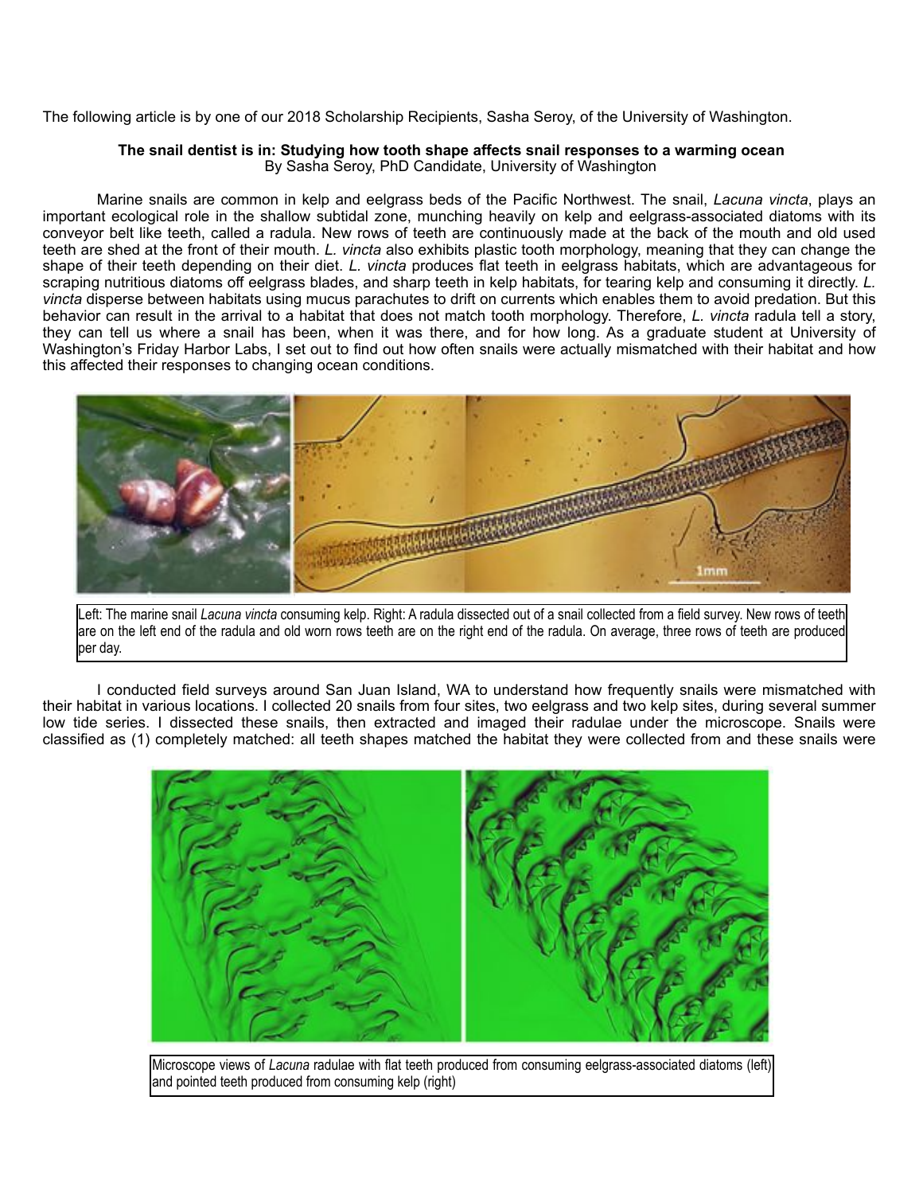The following article is by one of our 2018 Scholarship Recipients, Sasha Seroy, of the University of Washington.

**The snail dentist is in: Studying how tooth shape affects snail responses to a warming ocean**
By Sasha Seroy, PhD Candidate, University of Washington

Marine snails are common in kelp and eelgrass beds of the Pacific Northwest. The snail, *Lacuna vincta*, plays an important ecological role in the shallow subtidal zone, munching heavily on kelp and eelgrass-associated diatoms with its conveyor belt like teeth, called a radula. New rows of teeth are continuously made at the back of the mouth and old used teeth are shed at the front of their mouth. *L. vincta* also exhibits plastic tooth morphology, meaning that they can change the shape of their teeth depending on their diet. *L. vincta* produces flat teeth in eelgrass habitats, which are advantageous for scraping nutritious diatoms off eelgrass blades, and sharp teeth in kelp habitats, for tearing kelp and consuming it directly. *L. vincta* disperse between habitats using mucus parachutes to drift on currents which enables them to avoid predation. But this behavior can result in the arrival to a habitat that does not match tooth morphology. Therefore, *L. vincta* radula tell a story, they can tell us where a snail has been, when it was there, and for how long. As a graduate student at University of Washington's Friday Harbor Labs, I set out to find out how often snails were actually mismatched with their habitat and how this affected their responses to changing ocean conditions.

Left: The marine snail *Lacuna vincta* consuming kelp. Right: A radula dissected out of a snail collected from a field survey. New rows of teeth are on the left end of the radula and old worn rows teeth are on the right end of the radula. On average, three rows of teeth are produced per day.

I conducted field surveys around San Juan Island, WA to understand how frequently snails were mismatched with their habitat in various locations. I collected 20 snails from four sites, two eelgrass and two kelp sites, during several summer low tide series. I dissected these snails, then extracted and imaged their radulae under the microscope. Snails were classified as (1) completely matched: all teeth shapes matched the habitat they were collected from and these snails were

Microscope views of *Lacuna* radulae with flat teeth produced from consuming eelgrass-associated diatoms (left) and pointed teeth produced from consuming kelp (right)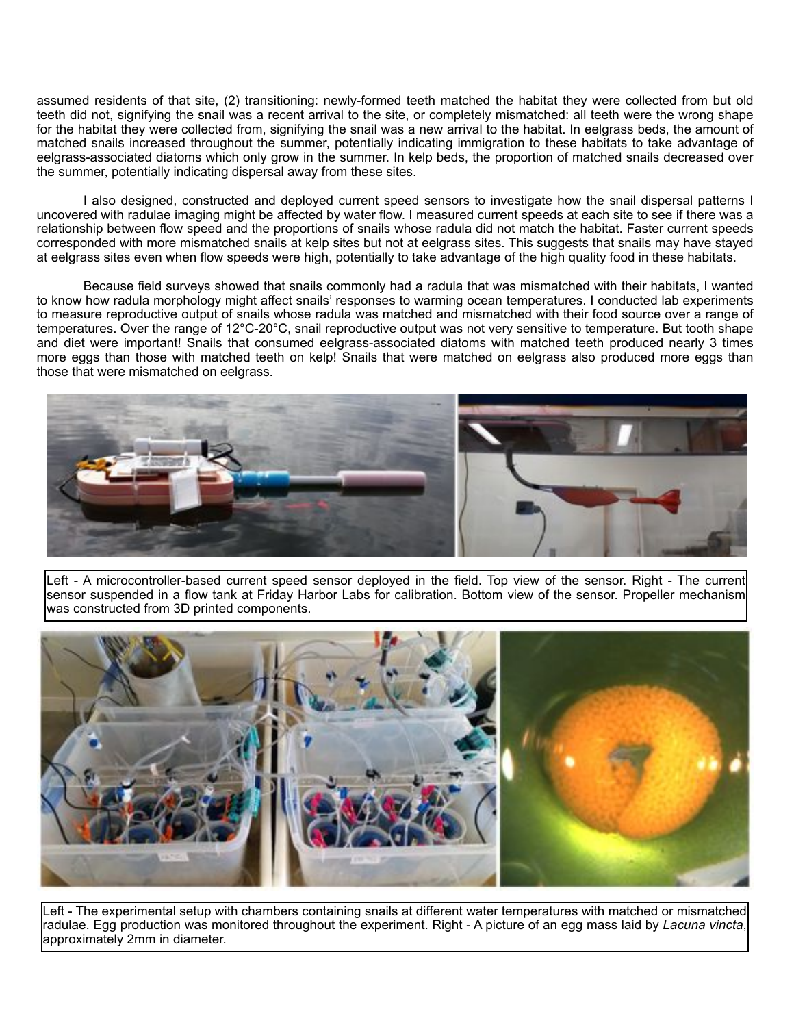assumed residents of that site, (2) transitioning: newly-formed teeth matched the habitat they were collected from but old teeth did not, signifying the snail was a recent arrival to the site, or completely mismatched: all teeth were the wrong shape for the habitat they were collected from, signifying the snail was a new arrival to the habitat. In eelgrass beds, the amount of matched snails increased throughout the summer, potentially indicating immigration to these habitats to take advantage of eelgrass-associated diatoms which only grow in the summer. In kelp beds, the proportion of matched snails decreased over the summer, potentially indicating dispersal away from these sites.

I also designed, constructed and deployed current speed sensors to investigate how the snail dispersal patterns I uncovered with radulae imaging might be affected by water flow. I measured current speeds at each site to see if there was a relationship between flow speed and the proportions of snails whose radula did not match the habitat. Faster current speeds corresponded with more mismatched snails at kelp sites but not at eelgrass sites. This suggests that snails may have stayed at eelgrass sites even when flow speeds were high, potentially to take advantage of the high quality food in these habitats.

Because field surveys showed that snails commonly had a radula that was mismatched with their habitats, I wanted to know how radula morphology might affect snails' responses to warming ocean temperatures. I conducted lab experiments to measure reproductive output of snails whose radula was matched and mismatched with their food source over a range of temperatures. Over the range of 12°C-20°C, snail reproductive output was not very sensitive to temperature. But tooth shape and diet were important! Snails that consumed eelgrass-associated diatoms with matched teeth produced nearly 3 times more eggs than those with matched teeth on kelp! Snails that were matched on eelgrass also produced more eggs than those that were mismatched on eelgrass.

Left - A microcontroller-based current speed sensor deployed in the field. Top view of the sensor. Right - The current sensor suspended in a flow tank at Friday Harbor Labs for calibration. Bottom view of the sensor. Propeller mechanism was constructed from 3D printed components.

Left - The experimental setup with chambers containing snails at different water temperatures with matched or mismatched radulae. Egg production was monitored throughout the experiment. Right - A picture of an egg mass laid by *Lacuna vincta*, approximately 2mm in diameter.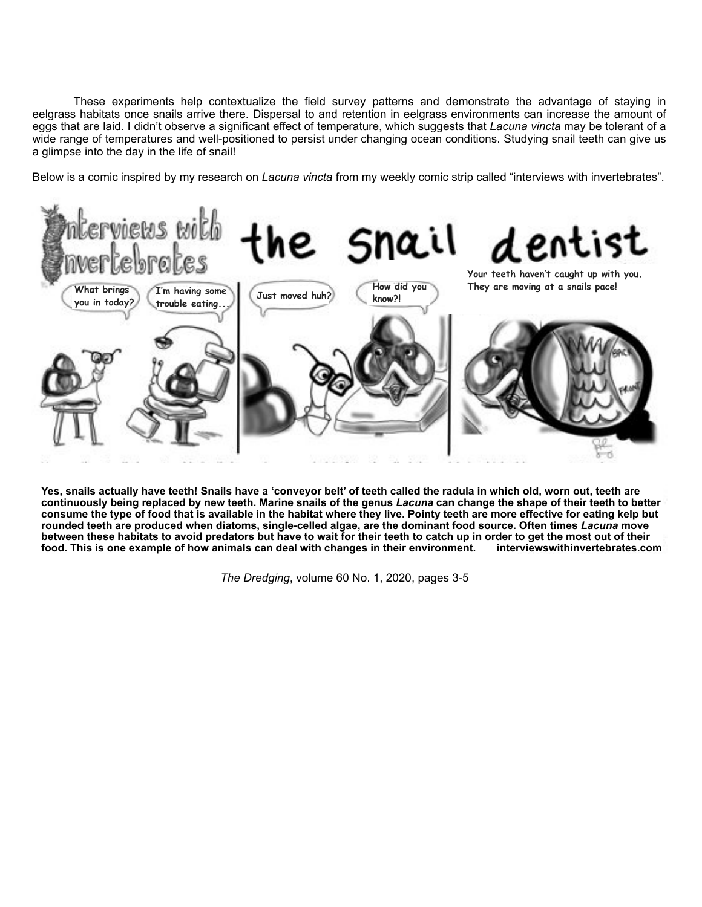These experiments help contextualize the field survey patterns and demonstrate the advantage of staying in eelgrass habitats once snails arrive there. Dispersal to and retention in eelgrass environments can increase the amount of eggs that are laid. I didn't observe a significant effect of temperature, which suggests that *Lacuna vincta* may be tolerant of a wide range of temperatures and well-positioned to persist under changing ocean conditions. Studying snail teeth can give us a glimpse into the day in the life of snail!

Below is a comic inspired by my research on *Lacuna vincta* from my weekly comic strip called "interviews with invertebrates".

**Yes, snails actually have teeth! Snails have a 'conveyor belt' of teeth called the radula in which old, worn out, teeth are continuously being replaced by new teeth. Marine snails of the genus *Lacuna* can change the shape of their teeth to better consume the type of food that is available in the habitat where they live. Pointy teeth are more effective for eating kelp but rounded teeth are produced when diatoms, single-celled algae, are the dominant food source. Often times *Lacuna* move between these habitats to avoid predators but have to wait for their teeth to catch up in order to get the most out of their food. This is one example of how animals can deal with changes in their environment. interviewswithinvertebrates.com**